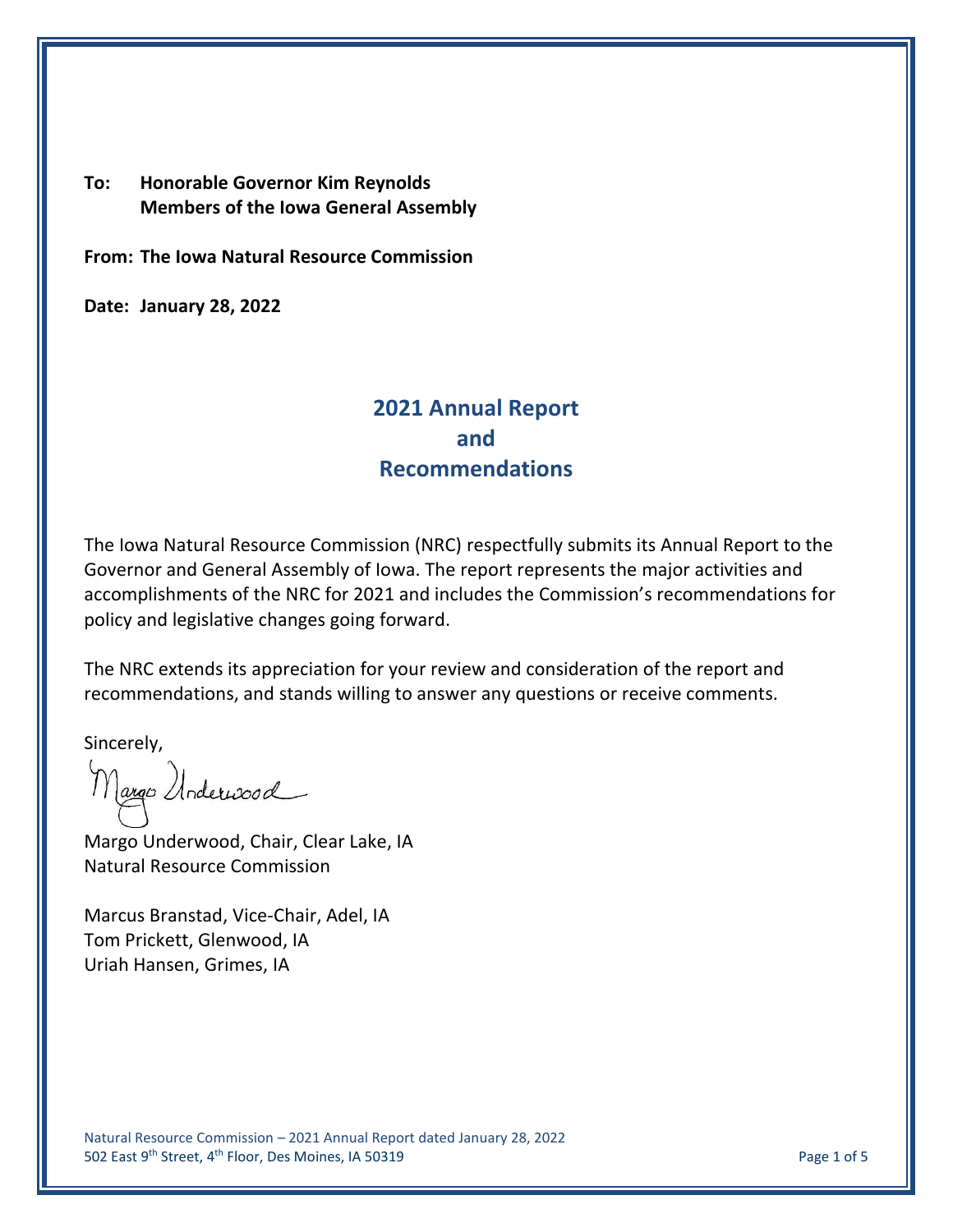**To: Honorable Governor Kim Reynolds**
**Members of the Iowa General Assembly**

**From: The Iowa Natural Resource Commission**

**Date: January 28, 2022**

# 2021 Annual Report and Recommendations

The Iowa Natural Resource Commission (NRC) respectfully submits its Annual Report to the Governor and General Assembly of Iowa. The report represents the major activities and accomplishments of the NRC for 2021 and includes the Commission's recommendations for policy and legislative changes going forward.

The NRC extends its appreciation for your review and consideration of the report and recommendations, and stands willing to answer any questions or receive comments.

Sincerely,

Margo Underwood

Margo Underwood, Chair, Clear Lake, IA
Natural Resource Commission

Marcus Branstad, Vice-Chair, Adel, IA
Tom Prickett, Glenwood, IA
Uriah Hansen, Grimes, IA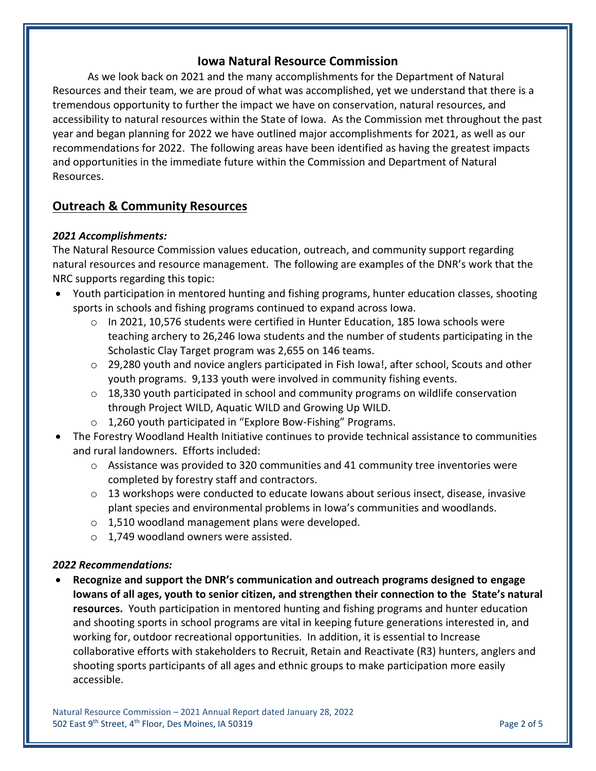# Iowa Natural Resource Commission

As we look back on 2021 and the many accomplishments for the Department of Natural Resources and their team, we are proud of what was accomplished, yet we understand that there is a tremendous opportunity to further the impact we have on conservation, natural resources, and accessibility to natural resources within the State of Iowa. As the Commission met throughout the past year and began planning for 2022 we have outlined major accomplishments for 2021, as well as our recommendations for 2022. The following areas have been identified as having the greatest impacts and opportunities in the immediate future within the Commission and Department of Natural Resources.

## Outreach & Community Resources

### *2021 Accomplishments:*

The Natural Resource Commission values education, outreach, and community support regarding natural resources and resource management. The following are examples of the DNR's work that the NRC supports regarding this topic:

- Youth participation in mentored hunting and fishing programs, hunter education classes, shooting sports in schools and fishing programs continued to expand across Iowa.
  - In 2021, 10,576 students were certified in Hunter Education, 185 Iowa schools were teaching archery to 26,246 Iowa students and the number of students participating in the Scholastic Clay Target program was 2,655 on 146 teams.
  - 29,280 youth and novice anglers participated in Fish Iowa!, after school, Scouts and other youth programs. 9,133 youth were involved in community fishing events.
  - 18,330 youth participated in school and community programs on wildlife conservation through Project WILD, Aquatic WILD and Growing Up WILD.
  - 1,260 youth participated in "Explore Bow-Fishing" Programs.
- The Forestry Woodland Health Initiative continues to provide technical assistance to communities and rural landowners. Efforts included:
  - Assistance was provided to 320 communities and 41 community tree inventories were completed by forestry staff and contractors.
  - 13 workshops were conducted to educate Iowans about serious insect, disease, invasive plant species and environmental problems in Iowa's communities and woodlands.
  - 1,510 woodland management plans were developed.
  - 1,749 woodland owners were assisted.

### *2022 Recommendations:*

- **Recognize and support the DNR's communication and outreach programs designed to engage Iowans of all ages, youth to senior citizen, and strengthen their connection to the State's natural resources.** Youth participation in mentored hunting and fishing programs and hunter education and shooting sports in school programs are vital in keeping future generations interested in, and working for, outdoor recreational opportunities. In addition, it is essential to Increase collaborative efforts with stakeholders to Recruit, Retain and Reactivate (R3) hunters, anglers and shooting sports participants of all ages and ethnic groups to make participation more easily accessible.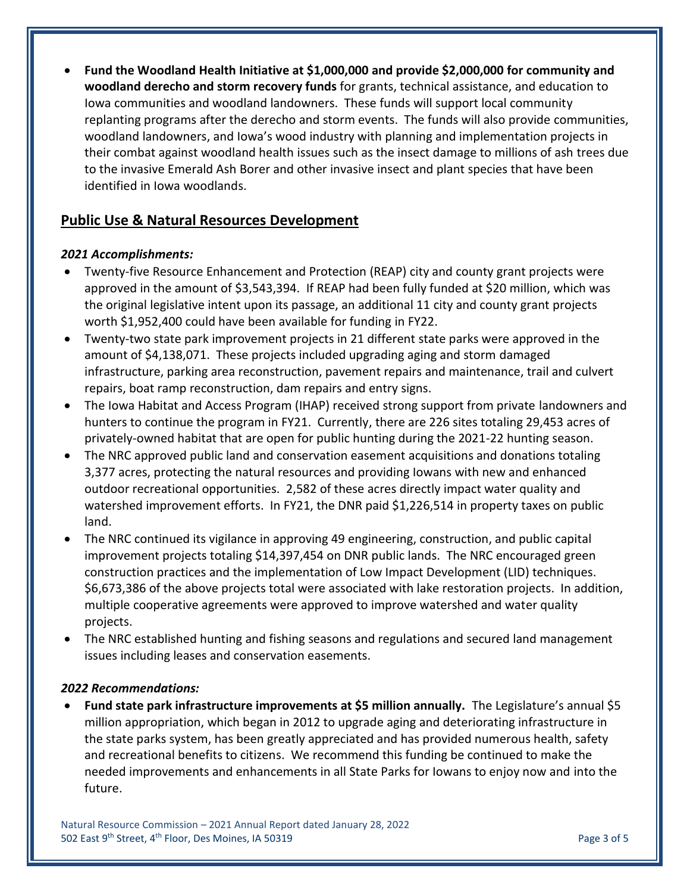- **Fund the Woodland Health Initiative at $1,000,000 and provide $2,000,000 for community and woodland derecho and storm recovery funds** for grants, technical assistance, and education to Iowa communities and woodland landowners. These funds will support local community replanting programs after the derecho and storm events. The funds will also provide communities, woodland landowners, and Iowa's wood industry with planning and implementation projects in their combat against woodland health issues such as the insect damage to millions of ash trees due to the invasive Emerald Ash Borer and other invasive insect and plant species that have been identified in Iowa woodlands.

## Public Use & Natural Resources Development

***2021 Accomplishments:***

- Twenty-five Resource Enhancement and Protection (REAP) city and county grant projects were approved in the amount of $3,543,394. If REAP had been fully funded at $20 million, which was the original legislative intent upon its passage, an additional 11 city and county grant projects worth $1,952,400 could have been available for funding in FY22.
- Twenty-two state park improvement projects in 21 different state parks were approved in the amount of $4,138,071. These projects included upgrading aging and storm damaged infrastructure, parking area reconstruction, pavement repairs and maintenance, trail and culvert repairs, boat ramp reconstruction, dam repairs and entry signs.
- The Iowa Habitat and Access Program (IHAP) received strong support from private landowners and hunters to continue the program in FY21. Currently, there are 226 sites totaling 29,453 acres of privately-owned habitat that are open for public hunting during the 2021-22 hunting season.
- The NRC approved public land and conservation easement acquisitions and donations totaling 3,377 acres, protecting the natural resources and providing Iowans with new and enhanced outdoor recreational opportunities. 2,582 of these acres directly impact water quality and watershed improvement efforts. In FY21, the DNR paid $1,226,514 in property taxes on public land.
- The NRC continued its vigilance in approving 49 engineering, construction, and public capital improvement projects totaling $14,397,454 on DNR public lands. The NRC encouraged green construction practices and the implementation of Low Impact Development (LID) techniques. $6,673,386 of the above projects total were associated with lake restoration projects. In addition, multiple cooperative agreements were approved to improve watershed and water quality projects.
- The NRC established hunting and fishing seasons and regulations and secured land management issues including leases and conservation easements.

***2022 Recommendations:***

- **Fund state park infrastructure improvements at $5 million annually.** The Legislature's annual $5 million appropriation, which began in 2012 to upgrade aging and deteriorating infrastructure in the state parks system, has been greatly appreciated and has provided numerous health, safety and recreational benefits to citizens. We recommend this funding be continued to make the needed improvements and enhancements in all State Parks for Iowans to enjoy now and into the future.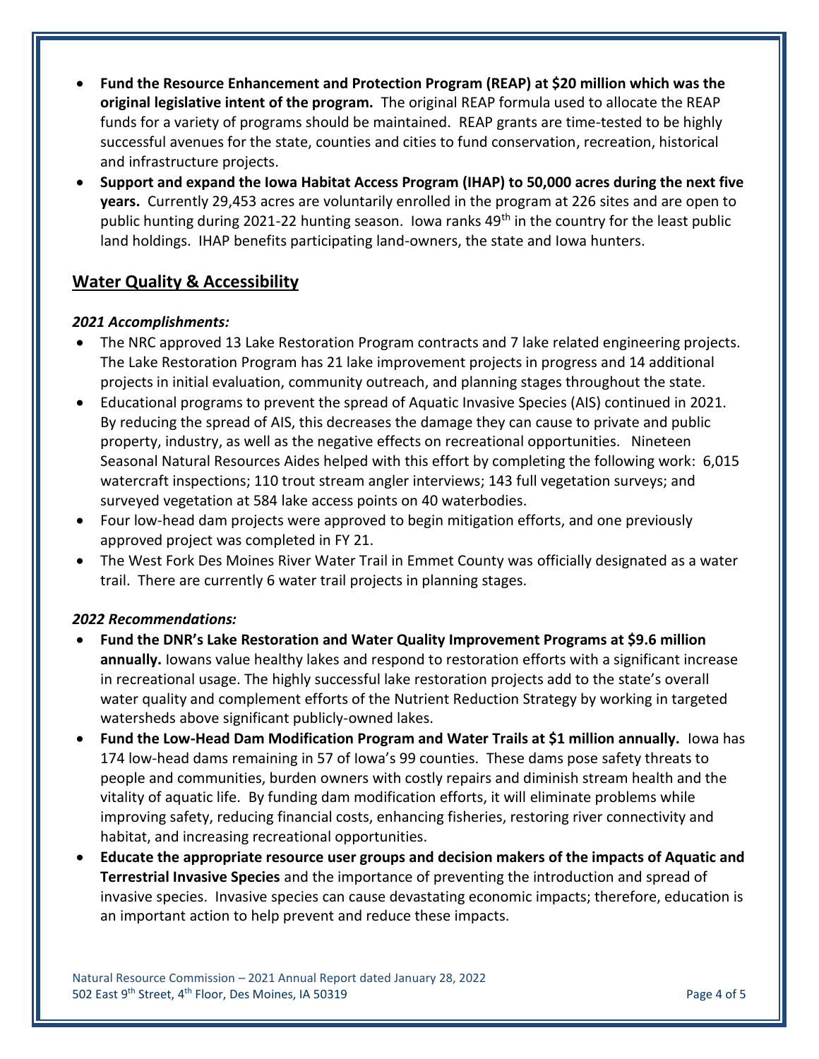- **Fund the Resource Enhancement and Protection Program (REAP) at $20 million which was the original legislative intent of the program.** The original REAP formula used to allocate the REAP funds for a variety of programs should be maintained. REAP grants are time-tested to be highly successful avenues for the state, counties and cities to fund conservation, recreation, historical and infrastructure projects.
- **Support and expand the Iowa Habitat Access Program (IHAP) to 50,000 acres during the next five years.** Currently 29,453 acres are voluntarily enrolled in the program at 226 sites and are open to public hunting during 2021-22 hunting season. Iowa ranks 49th in the country for the least public land holdings. IHAP benefits participating land-owners, the state and Iowa hunters.

## Water Quality & Accessibility

***2021 Accomplishments:***

- The NRC approved 13 Lake Restoration Program contracts and 7 lake related engineering projects. The Lake Restoration Program has 21 lake improvement projects in progress and 14 additional projects in initial evaluation, community outreach, and planning stages throughout the state.
- Educational programs to prevent the spread of Aquatic Invasive Species (AIS) continued in 2021. By reducing the spread of AIS, this decreases the damage they can cause to private and public property, industry, as well as the negative effects on recreational opportunities. Nineteen Seasonal Natural Resources Aides helped with this effort by completing the following work: 6,015 watercraft inspections; 110 trout stream angler interviews; 143 full vegetation surveys; and surveyed vegetation at 584 lake access points on 40 waterbodies.
- Four low-head dam projects were approved to begin mitigation efforts, and one previously approved project was completed in FY 21.
- The West Fork Des Moines River Water Trail in Emmet County was officially designated as a water trail. There are currently 6 water trail projects in planning stages.

***2022 Recommendations:***

- **Fund the DNR's Lake Restoration and Water Quality Improvement Programs at $9.6 million annually.** Iowans value healthy lakes and respond to restoration efforts with a significant increase in recreational usage. The highly successful lake restoration projects add to the state's overall water quality and complement efforts of the Nutrient Reduction Strategy by working in targeted watersheds above significant publicly-owned lakes.
- **Fund the Low-Head Dam Modification Program and Water Trails at $1 million annually.** Iowa has 174 low-head dams remaining in 57 of Iowa's 99 counties. These dams pose safety threats to people and communities, burden owners with costly repairs and diminish stream health and the vitality of aquatic life. By funding dam modification efforts, it will eliminate problems while improving safety, reducing financial costs, enhancing fisheries, restoring river connectivity and habitat, and increasing recreational opportunities.
- **Educate the appropriate resource user groups and decision makers of the impacts of Aquatic and Terrestrial Invasive Species** and the importance of preventing the introduction and spread of invasive species. Invasive species can cause devastating economic impacts; therefore, education is an important action to help prevent and reduce these impacts.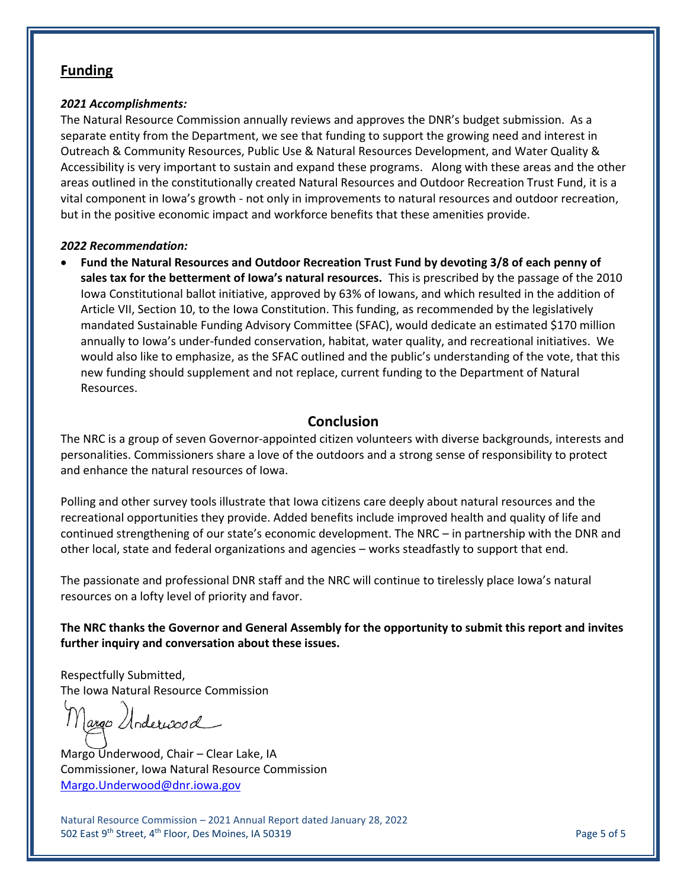## Funding

### *2021 Accomplishments:*

The Natural Resource Commission annually reviews and approves the DNR's budget submission. As a separate entity from the Department, we see that funding to support the growing need and interest in Outreach & Community Resources, Public Use & Natural Resources Development, and Water Quality & Accessibility is very important to sustain and expand these programs. Along with these areas and the other areas outlined in the constitutionally created Natural Resources and Outdoor Recreation Trust Fund, it is a vital component in Iowa's growth - not only in improvements to natural resources and outdoor recreation, but in the positive economic impact and workforce benefits that these amenities provide.

### *2022 Recommendation:*

- **Fund the Natural Resources and Outdoor Recreation Trust Fund by devoting 3/8 of each penny of sales tax for the betterment of Iowa's natural resources.** This is prescribed by the passage of the 2010 Iowa Constitutional ballot initiative, approved by 63% of Iowans, and which resulted in the addition of Article VII, Section 10, to the Iowa Constitution. This funding, as recommended by the legislatively mandated Sustainable Funding Advisory Committee (SFAC), would dedicate an estimated $170 million annually to Iowa's under-funded conservation, habitat, water quality, and recreational initiatives. We would also like to emphasize, as the SFAC outlined and the public's understanding of the vote, that this new funding should supplement and not replace, current funding to the Department of Natural Resources.

## Conclusion

The NRC is a group of seven Governor-appointed citizen volunteers with diverse backgrounds, interests and personalities. Commissioners share a love of the outdoors and a strong sense of responsibility to protect and enhance the natural resources of Iowa.

Polling and other survey tools illustrate that Iowa citizens care deeply about natural resources and the recreational opportunities they provide. Added benefits include improved health and quality of life and continued strengthening of our state's economic development. The NRC – in partnership with the DNR and other local, state and federal organizations and agencies – works steadfastly to support that end.

The passionate and professional DNR staff and the NRC will continue to tirelessly place Iowa's natural resources on a lofty level of priority and favor.

**The NRC thanks the Governor and General Assembly for the opportunity to submit this report and invites further inquiry and conversation about these issues.**

Respectfully Submitted,
The Iowa Natural Resource Commission

Margo Underwood

Margo Underwood, Chair – Clear Lake, IA
Commissioner, Iowa Natural Resource Commission
Margo.Underwood@dnr.iowa.gov